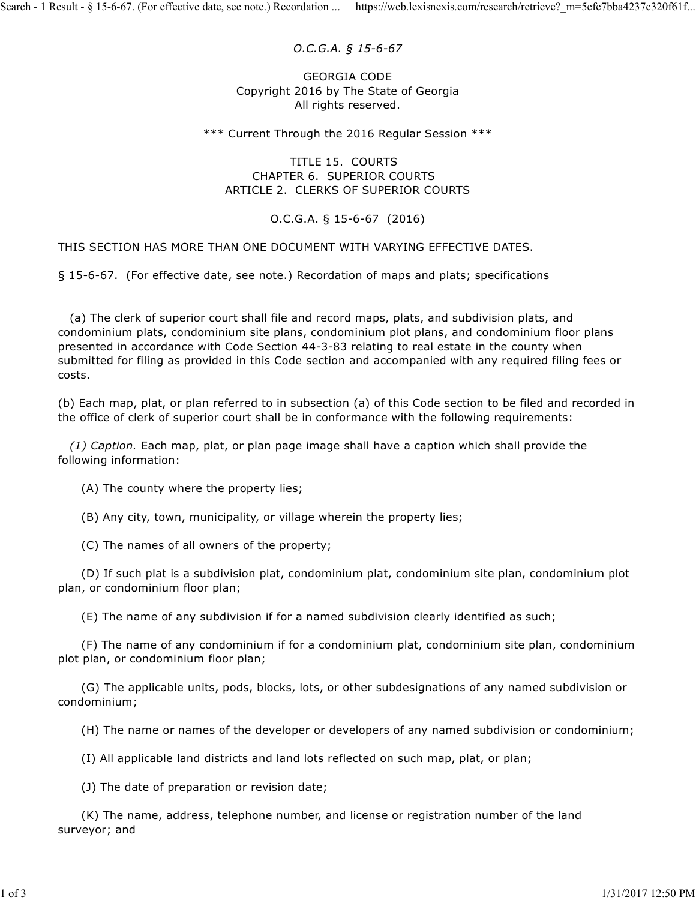*O.C.G.A. § 15-6-67*

GEORGIA CODE
Copyright 2016 by The State of Georgia
All rights reserved.

\*\*\* Current Through the 2016 Regular Session \*\*\*

TITLE 15. COURTS
CHAPTER 6. SUPERIOR COURTS
ARTICLE 2. CLERKS OF SUPERIOR COURTS

O.C.G.A. § 15-6-67 (2016)

THIS SECTION HAS MORE THAN ONE DOCUMENT WITH VARYING EFFECTIVE DATES.

§ 15-6-67. (For effective date, see note.) Recordation of maps and plats; specifications

(a) The clerk of superior court shall file and record maps, plats, and subdivision plats, and condominium plats, condominium site plans, condominium plot plans, and condominium floor plans presented in accordance with Code Section 44-3-83 relating to real estate in the county when submitted for filing as provided in this Code section and accompanied with any required filing fees or costs.

(b) Each map, plat, or plan referred to in subsection (a) of this Code section to be filed and recorded in the office of clerk of superior court shall be in conformance with the following requirements:

*(1) Caption.* Each map, plat, or plan page image shall have a caption which shall provide the following information:

(A) The county where the property lies;

(B) Any city, town, municipality, or village wherein the property lies;

(C) The names of all owners of the property;

(D) If such plat is a subdivision plat, condominium plat, condominium site plan, condominium plot plan, or condominium floor plan;

(E) The name of any subdivision if for a named subdivision clearly identified as such;

(F) The name of any condominium if for a condominium plat, condominium site plan, condominium plot plan, or condominium floor plan;

(G) The applicable units, pods, blocks, lots, or other subdesignations of any named subdivision or condominium;

(H) The name or names of the developer or developers of any named subdivision or condominium;

(I) All applicable land districts and land lots reflected on such map, plat, or plan;

(J) The date of preparation or revision date;

(K) The name, address, telephone number, and license or registration number of the land surveyor; and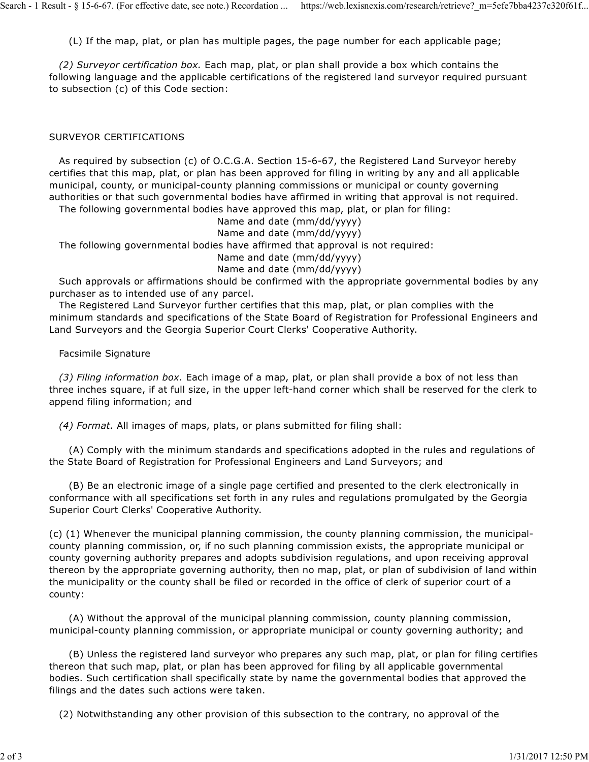(L) If the map, plat, or plan has multiple pages, the page number for each applicable page;

*(2) Surveyor certification box.* Each map, plat, or plan shall provide a box which contains the following language and the applicable certifications of the registered land surveyor required pursuant to subsection (c) of this Code section:

SURVEYOR CERTIFICATIONS

As required by subsection (c) of O.C.G.A. Section 15-6-67, the Registered Land Surveyor hereby certifies that this map, plat, or plan has been approved for filing in writing by any and all applicable municipal, county, or municipal-county planning commissions or municipal or county governing authorities or that such governmental bodies have affirmed in writing that approval is not required.

The following governmental bodies have approved this map, plat, or plan for filing:

Name and date (mm/dd/yyyy)
Name and date (mm/dd/yyyy)

The following governmental bodies have affirmed that approval is not required:

Name and date (mm/dd/yyyy)
Name and date (mm/dd/yyyy)

Such approvals or affirmations should be confirmed with the appropriate governmental bodies by any purchaser as to intended use of any parcel.

The Registered Land Surveyor further certifies that this map, plat, or plan complies with the minimum standards and specifications of the State Board of Registration for Professional Engineers and Land Surveyors and the Georgia Superior Court Clerks' Cooperative Authority.

Facsimile Signature

*(3) Filing information box.* Each image of a map, plat, or plan shall provide a box of not less than three inches square, if at full size, in the upper left-hand corner which shall be reserved for the clerk to append filing information; and

*(4) Format.* All images of maps, plats, or plans submitted for filing shall:

(A) Comply with the minimum standards and specifications adopted in the rules and regulations of the State Board of Registration for Professional Engineers and Land Surveyors; and

(B) Be an electronic image of a single page certified and presented to the clerk electronically in conformance with all specifications set forth in any rules and regulations promulgated by the Georgia Superior Court Clerks' Cooperative Authority.

(c) (1) Whenever the municipal planning commission, the county planning commission, the municipal-county planning commission, or, if no such planning commission exists, the appropriate municipal or county governing authority prepares and adopts subdivision regulations, and upon receiving approval thereon by the appropriate governing authority, then no map, plat, or plan of subdivision of land within the municipality or the county shall be filed or recorded in the office of clerk of superior court of a county:

(A) Without the approval of the municipal planning commission, county planning commission, municipal-county planning commission, or appropriate municipal or county governing authority; and

(B) Unless the registered land surveyor who prepares any such map, plat, or plan for filing certifies thereon that such map, plat, or plan has been approved for filing by all applicable governmental bodies. Such certification shall specifically state by name the governmental bodies that approved the filings and the dates such actions were taken.

(2) Notwithstanding any other provision of this subsection to the contrary, no approval of the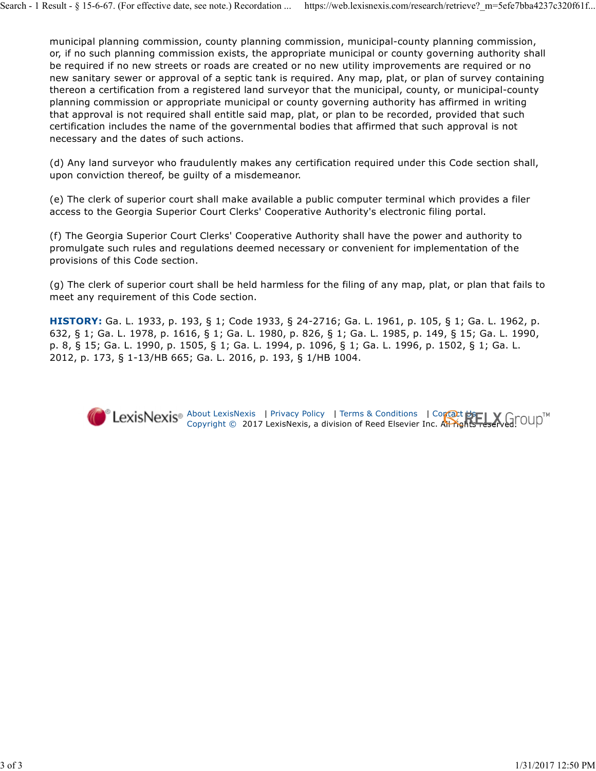municipal planning commission, county planning commission, municipal-county planning commission, or, if no such planning commission exists, the appropriate municipal or county governing authority shall be required if no new streets or roads are created or no new utility improvements are required or no new sanitary sewer or approval of a septic tank is required. Any map, plat, or plan of survey containing thereon a certification from a registered land surveyor that the municipal, county, or municipal-county planning commission or appropriate municipal or county governing authority has affirmed in writing that approval is not required shall entitle said map, plat, or plan to be recorded, provided that such certification includes the name of the governmental bodies that affirmed that such approval is not necessary and the dates of such actions.

(d) Any land surveyor who fraudulently makes any certification required under this Code section shall, upon conviction thereof, be guilty of a misdemeanor.

(e) The clerk of superior court shall make available a public computer terminal which provides a filer access to the Georgia Superior Court Clerks' Cooperative Authority's electronic filing portal.

(f) The Georgia Superior Court Clerks' Cooperative Authority shall have the power and authority to promulgate such rules and regulations deemed necessary or convenient for implementation of the provisions of this Code section.

(g) The clerk of superior court shall be held harmless for the filing of any map, plat, or plan that fails to meet any requirement of this Code section.

**HISTORY:** Ga. L. 1933, p. 193, § 1; Code 1933, § 24-2716; Ga. L. 1961, p. 105, § 1; Ga. L. 1962, p. 632, § 1; Ga. L. 1978, p. 1616, § 1; Ga. L. 1980, p. 826, § 1; Ga. L. 1985, p. 149, § 15; Ga. L. 1990, p. 8, § 15; Ga. L. 1990, p. 1505, § 1; Ga. L. 1994, p. 1096, § 1; Ga. L. 1996, p. 1502, § 1; Ga. L. 2012, p. 173, § 1-13/HB 665; Ga. L. 2016, p. 193, § 1/HB 1004.